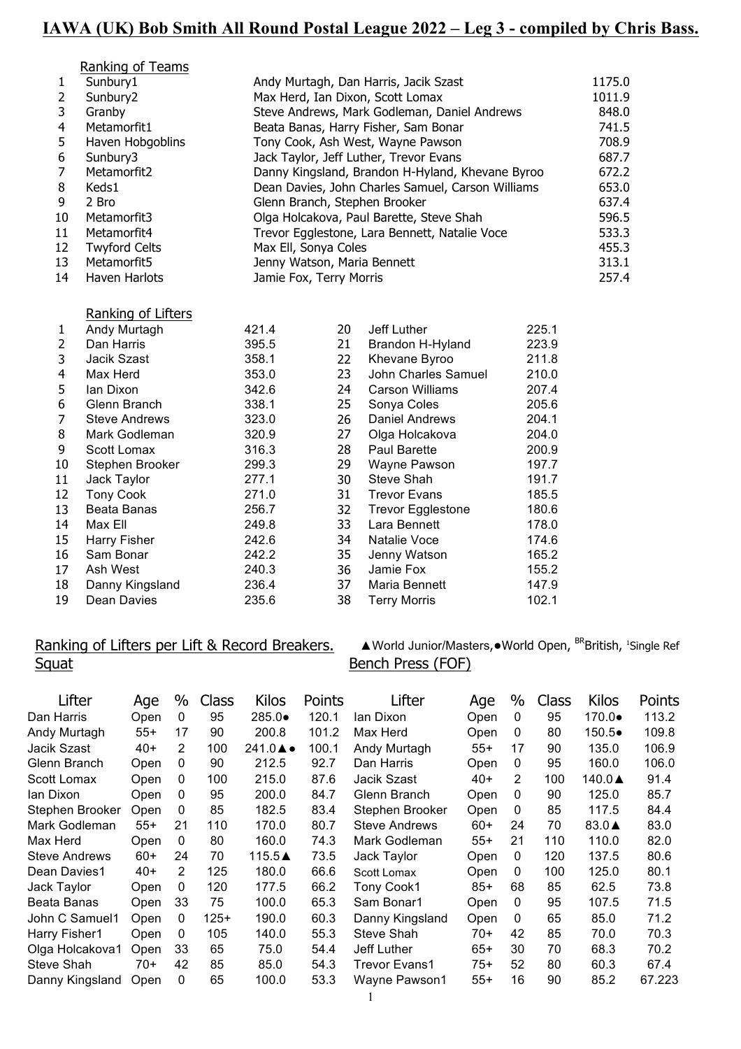# IAWA (UK) Bob Smith All Round Postal League 2022 – Leg 3 - compiled by Chris Bass.

## Ranking of Teams

| | Team | Members | Points |
|---|---|---|---|
| 1 | Sunbury1 | Andy Murtagh, Dan Harris, Jacik Szast | 1175.0 |
| 2 | Sunbury2 | Max Herd, Ian Dixon, Scott Lomax | 1011.9 |
| 3 | Granby | Steve Andrews, Mark Godleman, Daniel Andrews | 848.0 |
| 4 | Metamorfit1 | Beata Banas, Harry Fisher, Sam Bonar | 741.5 |
| 5 | Haven Hobgoblins | Tony Cook, Ash West, Wayne Pawson | 708.9 |
| 6 | Sunbury3 | Jack Taylor, Jeff Luther, Trevor Evans | 687.7 |
| 7 | Metamorfit2 | Danny Kingsland, Brandon H-Hyland, Khevane Byroo | 672.2 |
| 8 | Keds1 | Dean Davies, John Charles Samuel, Carson Williams | 653.0 |
| 9 | 2 Bro | Glenn Branch, Stephen Brooker | 637.4 |
| 10 | Metamorfit3 | Olga Holcakova, Paul Barette, Steve Shah | 596.5 |
| 11 | Metamorfit4 | Trevor Egglestone, Lara Bennett, Natalie Voce | 533.3 |
| 12 | Twyford Celts | Max Ell, Sonya Coles | 455.3 |
| 13 | Metamorfit5 | Jenny Watson, Maria Bennett | 313.1 |
| 14 | Haven Harlots | Jamie Fox, Terry Morris | 257.4 |

## Ranking of Lifters

| | Lifter | Points | | Lifter | Points |
|---|---|---|---|---|---|
| 1 | Andy Murtagh | 421.4 | 20 | Jeff Luther | 225.1 |
| 2 | Dan Harris | 395.5 | 21 | Brandon H-Hyland | 223.9 |
| 3 | Jacik Szast | 358.1 | 22 | Khevane Byroo | 211.8 |
| 4 | Max Herd | 353.0 | 23 | John Charles Samuel | 210.0 |
| 5 | Ian Dixon | 342.6 | 24 | Carson Williams | 207.4 |
| 6 | Glenn Branch | 338.1 | 25 | Sonya Coles | 205.6 |
| 7 | Steve Andrews | 323.0 | 26 | Daniel Andrews | 204.1 |
| 8 | Mark Godleman | 320.9 | 27 | Olga Holcakova | 204.0 |
| 9 | Scott Lomax | 316.3 | 28 | Paul Barette | 200.9 |
| 10 | Stephen Brooker | 299.3 | 29 | Wayne Pawson | 197.7 |
| 11 | Jack Taylor | 277.1 | 30 | Steve Shah | 191.7 |
| 12 | Tony Cook | 271.0 | 31 | Trevor Evans | 185.5 |
| 13 | Beata Banas | 256.7 | 32 | Trevor Egglestone | 180.6 |
| 14 | Max Ell | 249.8 | 33 | Lara Bennett | 178.0 |
| 15 | Harry Fisher | 242.6 | 34 | Natalie Voce | 174.6 |
| 16 | Sam Bonar | 242.2 | 35 | Jenny Watson | 165.2 |
| 17 | Ash West | 240.3 | 36 | Jamie Fox | 155.2 |
| 18 | Danny Kingsland | 236.4 | 37 | Maria Bennett | 147.9 |
| 19 | Dean Davies | 235.6 | 38 | Terry Morris | 102.1 |

## Ranking of Lifters per Lift & Record Breakers.

▲World Junior/Masters,●World Open, [BR]British, [1]Single Ref

### Squat

| Lifter | Age | % | Class | Kilos | Points |
|---|---|---|---|---|---|
| Dan Harris | Open | 0 | 95 | 285.0● | 120.1 |
| Andy Murtagh | 55+ | 17 | 90 | 200.8 | 101.2 |
| Jacik Szast | 40+ | 2 | 100 | 241.0▲● | 100.1 |
| Glenn Branch | Open | 0 | 90 | 212.5 | 92.7 |
| Scott Lomax | Open | 0 | 100 | 215.0 | 87.6 |
| Ian Dixon | Open | 0 | 95 | 200.0 | 84.7 |
| Stephen Brooker | Open | 0 | 85 | 182.5 | 83.4 |
| Mark Godleman | 55+ | 21 | 110 | 170.0 | 80.7 |
| Max Herd | Open | 0 | 80 | 160.0 | 74.3 |
| Steve Andrews | 60+ | 24 | 70 | 115.5▲ | 73.5 |
| Dean Davies1 | 40+ | 2 | 125 | 180.0 | 66.6 |
| Jack Taylor | Open | 0 | 120 | 177.5 | 66.2 |
| Beata Banas | Open | 33 | 75 | 100.0 | 65.3 |
| John C Samuel1 | Open | 0 | 125+ | 190.0 | 60.3 |
| Harry Fisher1 | Open | 0 | 105 | 140.0 | 55.3 |
| Olga Holcakova1 | Open | 33 | 65 | 75.0 | 54.4 |
| Steve Shah | 70+ | 42 | 85 | 85.0 | 54.3 |
| Danny Kingsland | Open | 0 | 65 | 100.0 | 53.3 |

### Bench Press (FOF)

| Lifter | Age | % | Class | Kilos | Points |
|---|---|---|---|---|---|
| Ian Dixon | Open | 0 | 95 | 170.0● | 113.2 |
| Max Herd | Open | 0 | 80 | 150.5● | 109.8 |
| Andy Murtagh | 55+ | 17 | 90 | 135.0 | 106.9 |
| Dan Harris | Open | 0 | 95 | 160.0 | 106.0 |
| Jacik Szast | 40+ | 2 | 100 | 140.0▲ | 91.4 |
| Glenn Branch | Open | 0 | 90 | 125.0 | 85.7 |
| Stephen Brooker | Open | 0 | 85 | 117.5 | 84.4 |
| Steve Andrews | 60+ | 24 | 70 | 83.0▲ | 83.0 |
| Mark Godleman | 55+ | 21 | 110 | 110.0 | 82.0 |
| Jack Taylor | Open | 0 | 120 | 137.5 | 80.6 |
| Scott Lomax | Open | 0 | 100 | 125.0 | 80.1 |
| Tony Cook1 | 85+ | 68 | 85 | 62.5 | 73.8 |
| Sam Bonar1 | Open | 0 | 95 | 107.5 | 71.5 |
| Danny Kingsland | Open | 0 | 65 | 85.0 | 71.2 |
| Steve Shah | 70+ | 42 | 85 | 70.0 | 70.3 |
| Jeff Luther | 65+ | 30 | 70 | 68.3 | 70.2 |
| Trevor Evans1 | 75+ | 52 | 80 | 60.3 | 67.4 |
| Wayne Pawson1 | 55+ | 16 | 90 | 85.2 | 67.223 |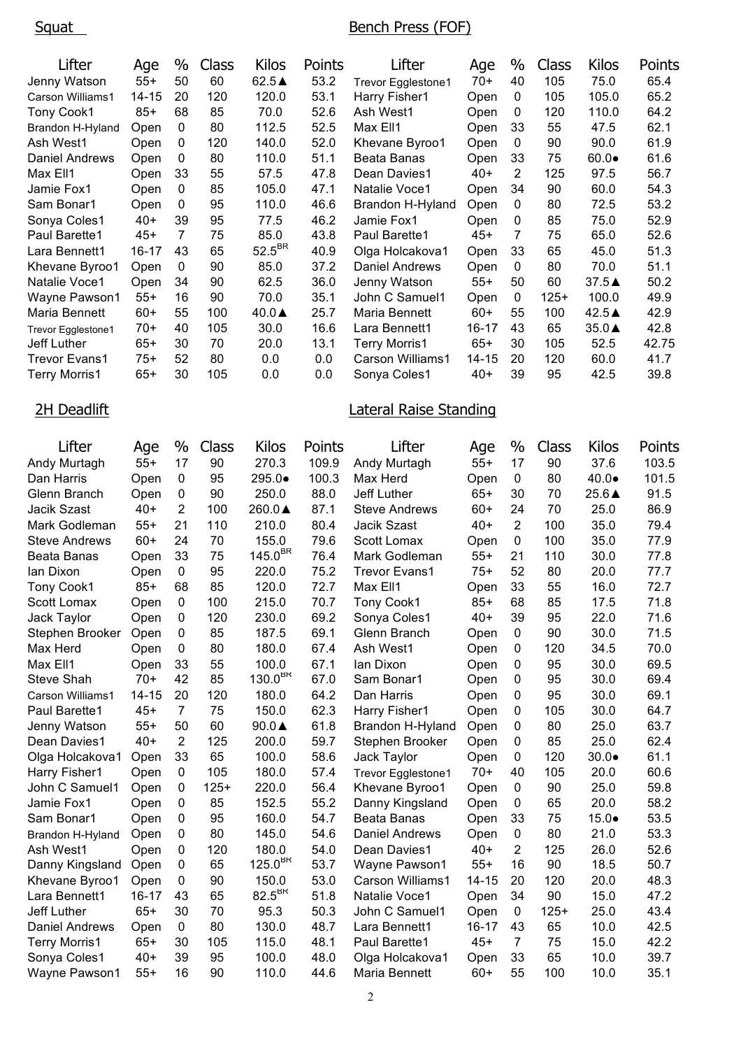## Squat

| Lifter | Age | % | Class | Kilos | Points |
|---|---|---|---|---|---|
| Jenny Watson | 55+ | 50 | 60 | 62.5▲ | 53.2 |
| Carson Williams1 | 14-15 | 20 | 120 | 120.0 | 53.1 |
| Tony Cook1 | 85+ | 68 | 85 | 70.0 | 52.6 |
| Brandon H-Hyland | Open | 0 | 80 | 112.5 | 52.5 |
| Ash West1 | Open | 0 | 120 | 140.0 | 52.0 |
| Daniel Andrews | Open | 0 | 80 | 110.0 | 51.1 |
| Max Ell1 | Open | 33 | 55 | 57.5 | 47.8 |
| Jamie Fox1 | Open | 0 | 85 | 105.0 | 47.1 |
| Sam Bonar1 | Open | 0 | 95 | 110.0 | 46.6 |
| Sonya Coles1 | 40+ | 39 | 95 | 77.5 | 46.2 |
| Paul Barette1 | 45+ | 7 | 75 | 85.0 | 43.8 |
| Lara Bennett1 | 16-17 | 43 | 65 | 52.5 BR | 40.9 |
| Khevane Byroo1 | Open | 0 | 90 | 85.0 | 37.2 |
| Natalie Voce1 | Open | 34 | 90 | 62.5 | 36.0 |
| Wayne Pawson1 | 55+ | 16 | 90 | 70.0 | 35.1 |
| Maria Bennett | 60+ | 55 | 100 | 40.0▲ | 25.7 |
| Trevor Egglestone1 | 70+ | 40 | 105 | 30.0 | 16.6 |
| Jeff Luther | 65+ | 30 | 70 | 20.0 | 13.1 |
| Trevor Evans1 | 75+ | 52 | 80 | 0.0 | 0.0 |
| Terry Morris1 | 65+ | 30 | 105 | 0.0 | 0.0 |

## Bench Press (FOF)

| Lifter | Age | % | Class | Kilos | Points |
|---|---|---|---|---|---|
| Trevor Egglestone1 | 70+ | 40 | 105 | 75.0 | 65.4 |
| Harry Fisher1 | Open | 0 | 105 | 105.0 | 65.2 |
| Ash West1 | Open | 0 | 120 | 110.0 | 64.2 |
| Max Ell1 | Open | 33 | 55 | 47.5 | 62.1 |
| Khevane Byroo1 | Open | 0 | 90 | 90.0 | 61.9 |
| Beata Banas | Open | 33 | 75 | 60.0● | 61.6 |
| Dean Davies1 | 40+ | 2 | 125 | 97.5 | 56.7 |
| Natalie Voce1 | Open | 34 | 90 | 60.0 | 54.3 |
| Brandon H-Hyland | Open | 0 | 80 | 72.5 | 53.2 |
| Jamie Fox1 | Open | 0 | 85 | 75.0 | 52.9 |
| Paul Barette1 | 45+ | 7 | 75 | 65.0 | 52.6 |
| Olga Holcakova1 | Open | 33 | 65 | 45.0 | 51.3 |
| Daniel Andrews | Open | 0 | 80 | 70.0 | 51.1 |
| Jenny Watson | 55+ | 50 | 60 | 37.5▲ | 50.2 |
| John C Samuel1 | Open | 0 | 125+ | 100.0 | 49.9 |
| Maria Bennett | 60+ | 55 | 100 | 42.5▲ | 42.9 |
| Lara Bennett1 | 16-17 | 43 | 65 | 35.0▲ | 42.8 |
| Terry Morris1 | 65+ | 30 | 105 | 52.5 | 42.75 |
| Carson Williams1 | 14-15 | 20 | 120 | 60.0 | 41.7 |
| Sonya Coles1 | 40+ | 39 | 95 | 42.5 | 39.8 |

## 2H Deadlift

| Lifter | Age | % | Class | Kilos | Points |
|---|---|---|---|---|---|
| Andy Murtagh | 55+ | 17 | 90 | 270.3 | 109.9 |
| Dan Harris | Open | 0 | 95 | 295.0● | 100.3 |
| Glenn Branch | Open | 0 | 90 | 250.0 | 88.0 |
| Jacik Szast | 40+ | 2 | 100 | 260.0▲ | 87.1 |
| Mark Godleman | 55+ | 21 | 110 | 210.0 | 80.4 |
| Steve Andrews | 60+ | 24 | 70 | 155.0 | 79.6 |
| Beata Banas | Open | 33 | 75 | 145.0 BR | 76.4 |
| Ian Dixon | Open | 0 | 95 | 220.0 | 75.2 |
| Tony Cook1 | 85+ | 68 | 85 | 120.0 | 72.7 |
| Scott Lomax | Open | 0 | 100 | 215.0 | 70.7 |
| Jack Taylor | Open | 0 | 120 | 230.0 | 69.2 |
| Stephen Brooker | Open | 0 | 85 | 187.5 | 69.1 |
| Max Herd | Open | 0 | 80 | 180.0 | 67.4 |
| Max Ell1 | Open | 33 | 55 | 100.0 | 67.1 |
| Steve Shah | 70+ | 42 | 85 | 130.0 BR | 67.0 |
| Carson Williams1 | 14-15 | 20 | 120 | 180.0 | 64.2 |
| Paul Barette1 | 45+ | 7 | 75 | 150.0 | 62.3 |
| Jenny Watson | 55+ | 50 | 60 | 90.0▲ | 61.8 |
| Dean Davies1 | 40+ | 2 | 125 | 200.0 | 59.7 |
| Olga Holcakova1 | Open | 33 | 65 | 100.0 | 58.6 |
| Harry Fisher1 | Open | 0 | 105 | 180.0 | 57.4 |
| John C Samuel1 | Open | 0 | 125+ | 220.0 | 56.4 |
| Jamie Fox1 | Open | 0 | 85 | 152.5 | 55.2 |
| Sam Bonar1 | Open | 0 | 95 | 160.0 | 54.7 |
| Brandon H-Hyland | Open | 0 | 80 | 145.0 | 54.6 |
| Ash West1 | Open | 0 | 120 | 180.0 | 54.0 |
| Danny Kingsland | Open | 0 | 65 | 125.0 BR | 53.7 |
| Khevane Byroo1 | Open | 0 | 90 | 150.0 | 53.0 |
| Lara Bennett1 | 16-17 | 43 | 65 | 82.5 BR | 51.8 |
| Jeff Luther | 65+ | 30 | 70 | 95.3 | 50.3 |
| Daniel Andrews | Open | 0 | 80 | 130.0 | 48.7 |
| Terry Morris1 | 65+ | 30 | 105 | 115.0 | 48.1 |
| Sonya Coles1 | 40+ | 39 | 95 | 100.0 | 48.0 |
| Wayne Pawson1 | 55+ | 16 | 90 | 110.0 | 44.6 |

## Lateral Raise Standing

| Lifter | Age | % | Class | Kilos | Points |
|---|---|---|---|---|---|
| Andy Murtagh | 55+ | 17 | 90 | 37.6 | 103.5 |
| Max Herd | Open | 0 | 80 | 40.0● | 101.5 |
| Jeff Luther | 65+ | 30 | 70 | 25.6▲ | 91.5 |
| Steve Andrews | 60+ | 24 | 70 | 25.0 | 86.9 |
| Jacik Szast | 40+ | 2 | 100 | 35.0 | 79.4 |
| Scott Lomax | Open | 0 | 100 | 35.0 | 77.9 |
| Mark Godleman | 55+ | 21 | 110 | 30.0 | 77.8 |
| Trevor Evans1 | 75+ | 52 | 80 | 20.0 | 77.7 |
| Max Ell1 | Open | 33 | 55 | 16.0 | 72.7 |
| Tony Cook1 | 85+ | 68 | 85 | 17.5 | 71.8 |
| Sonya Coles1 | 40+ | 39 | 95 | 22.0 | 71.6 |
| Glenn Branch | Open | 0 | 90 | 30.0 | 71.5 |
| Ash West1 | Open | 0 | 120 | 34.5 | 70.0 |
| Ian Dixon | Open | 0 | 95 | 30.0 | 69.5 |
| Sam Bonar1 | Open | 0 | 95 | 30.0 | 69.4 |
| Dan Harris | Open | 0 | 95 | 30.0 | 69.1 |
| Harry Fisher1 | Open | 0 | 105 | 30.0 | 64.7 |
| Brandon H-Hyland | Open | 0 | 80 | 25.0 | 63.7 |
| Stephen Brooker | Open | 0 | 85 | 25.0 | 62.4 |
| Jack Taylor | Open | 0 | 120 | 30.0● | 61.1 |
| Trevor Egglestone1 | 70+ | 40 | 105 | 20.0 | 60.6 |
| Khevane Byroo1 | Open | 0 | 90 | 25.0 | 59.8 |
| Danny Kingsland | Open | 0 | 65 | 20.0 | 58.2 |
| Beata Banas | Open | 33 | 75 | 15.0● | 53.5 |
| Daniel Andrews | Open | 0 | 80 | 21.0 | 53.3 |
| Dean Davies1 | 40+ | 2 | 125 | 26.0 | 52.6 |
| Wayne Pawson1 | 55+ | 16 | 90 | 18.5 | 50.7 |
| Carson Williams1 | 14-15 | 20 | 120 | 20.0 | 48.3 |
| Natalie Voce1 | Open | 34 | 90 | 15.0 | 47.2 |
| John C Samuel1 | Open | 0 | 125+ | 25.0 | 43.4 |
| Lara Bennett1 | 16-17 | 43 | 65 | 10.0 | 42.5 |
| Paul Barette1 | 45+ | 7 | 75 | 15.0 | 42.2 |
| Olga Holcakova1 | Open | 33 | 65 | 10.0 | 39.7 |
| Maria Bennett | 60+ | 55 | 100 | 10.0 | 35.1 |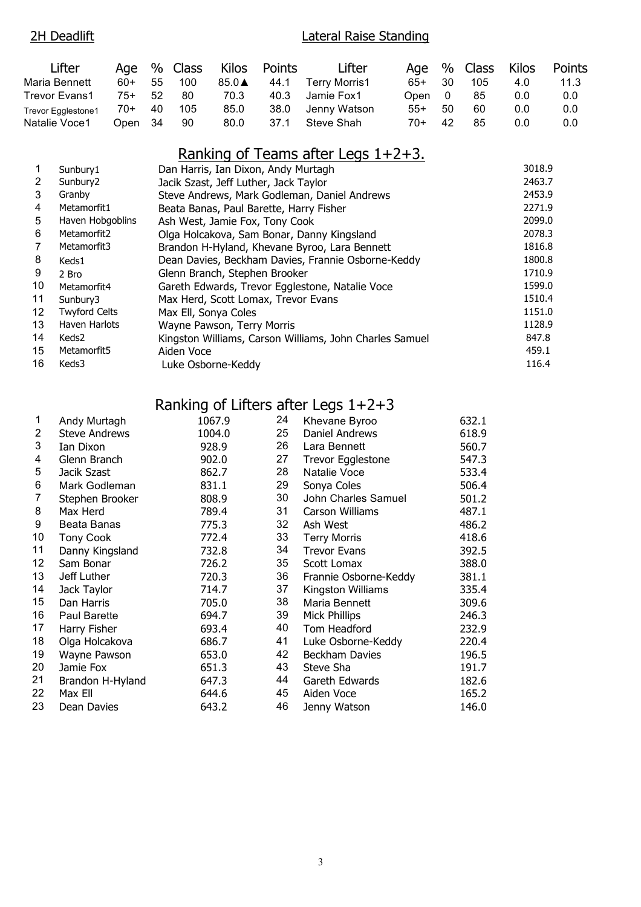## 2H Deadlift

| Lifter | Age | % | Class | Kilos | Points |
|---|---|---|---|---|---|
| Maria Bennett | 60+ | 55 | 100 | 85.0▲ | 44.1 |
| Trevor Evans1 | 75+ | 52 | 80 | 70.3 | 40.3 |
| Trevor Egglestone1 | 70+ | 40 | 105 | 85.0 | 38.0 |
| Natalie Voce1 | Open | 34 | 90 | 80.0 | 37.1 |

## Lateral Raise Standing

| Lifter | Age | % | Class | Kilos | Points |
|---|---|---|---|---|---|
| Terry Morris1 | 65+ | 30 | 105 | 4.0 | 11.3 |
| Jamie Fox1 | Open | 0 | 85 | 0.0 | 0.0 |
| Jenny Watson | 55+ | 50 | 60 | 0.0 | 0.0 |
| Steve Shah | 70+ | 42 | 85 | 0.0 | 0.0 |

## Ranking of Teams after Legs 1+2+3.

| | Team | Members | Points |
|---|---|---|---|
| 1 | Sunbury1 | Dan Harris, Ian Dixon, Andy Murtagh | 3018.9 |
| 2 | Sunbury2 | Jacik Szast, Jeff Luther, Jack Taylor | 2463.7 |
| 3 | Granby | Steve Andrews, Mark Godleman, Daniel Andrews | 2453.9 |
| 4 | Metamorfit1 | Beata Banas, Paul Barette, Harry Fisher | 2271.9 |
| 5 | Haven Hobgoblins | Ash West, Jamie Fox, Tony Cook | 2099.0 |
| 6 | Metamorfit2 | Olga Holcakova, Sam Bonar, Danny Kingsland | 2078.3 |
| 7 | Metamorfit3 | Brandon H-Hyland, Khevane Byroo, Lara Bennett | 1816.8 |
| 8 | Keds1 | Dean Davies, Beckham Davies, Frannie Osborne-Keddy | 1800.8 |
| 9 | 2 Bro | Glenn Branch, Stephen Brooker | 1710.9 |
| 10 | Metamorfit4 | Gareth Edwards, Trevor Egglestone, Natalie Voce | 1599.0 |
| 11 | Sunbury3 | Max Herd, Scott Lomax, Trevor Evans | 1510.4 |
| 12 | Twyford Celts | Max Ell, Sonya Coles | 1151.0 |
| 13 | Haven Harlots | Wayne Pawson, Terry Morris | 1128.9 |
| 14 | Keds2 | Kingston Williams, Carson Williams, John Charles Samuel | 847.8 |
| 15 | Metamorfit5 | Aiden Voce | 459.1 |
| 16 | Keds3 | Luke Osborne-Keddy | 116.4 |

## Ranking of Lifters after Legs 1+2+3

| | Lifter | Points |
|---|---|---|
| 1 | Andy Murtagh | 1067.9 |
| 2 | Steve Andrews | 1004.0 |
| 3 | Ian Dixon | 928.9 |
| 4 | Glenn Branch | 902.0 |
| 5 | Jacik Szast | 862.7 |
| 6 | Mark Godleman | 831.1 |
| 7 | Stephen Brooker | 808.9 |
| 8 | Max Herd | 789.4 |
| 9 | Beata Banas | 775.3 |
| 10 | Tony Cook | 772.4 |
| 11 | Danny Kingsland | 732.8 |
| 12 | Sam Bonar | 726.2 |
| 13 | Jeff Luther | 720.3 |
| 14 | Jack Taylor | 714.7 |
| 15 | Dan Harris | 705.0 |
| 16 | Paul Barette | 694.7 |
| 17 | Harry Fisher | 693.4 |
| 18 | Olga Holcakova | 686.7 |
| 19 | Wayne Pawson | 653.0 |
| 20 | Jamie Fox | 651.3 |
| 21 | Brandon H-Hyland | 647.3 |
| 22 | Max Ell | 644.6 |
| 23 | Dean Davies | 643.2 |
| 24 | Khevane Byroo | 632.1 |
| 25 | Daniel Andrews | 618.9 |
| 26 | Lara Bennett | 560.7 |
| 27 | Trevor Egglestone | 547.3 |
| 28 | Natalie Voce | 533.4 |
| 29 | Sonya Coles | 506.4 |
| 30 | John Charles Samuel | 501.2 |
| 31 | Carson Williams | 487.1 |
| 32 | Ash West | 486.2 |
| 33 | Terry Morris | 418.6 |
| 34 | Trevor Evans | 392.5 |
| 35 | Scott Lomax | 388.0 |
| 36 | Frannie Osborne-Keddy | 381.1 |
| 37 | Kingston Williams | 335.4 |
| 38 | Maria Bennett | 309.6 |
| 39 | Mick Phillips | 246.3 |
| 40 | Tom Headford | 232.9 |
| 41 | Luke Osborne-Keddy | 220.4 |
| 42 | Beckham Davies | 196.5 |
| 43 | Steve Sha | 191.7 |
| 44 | Gareth Edwards | 182.6 |
| 45 | Aiden Voce | 165.2 |
| 46 | Jenny Watson | 146.0 |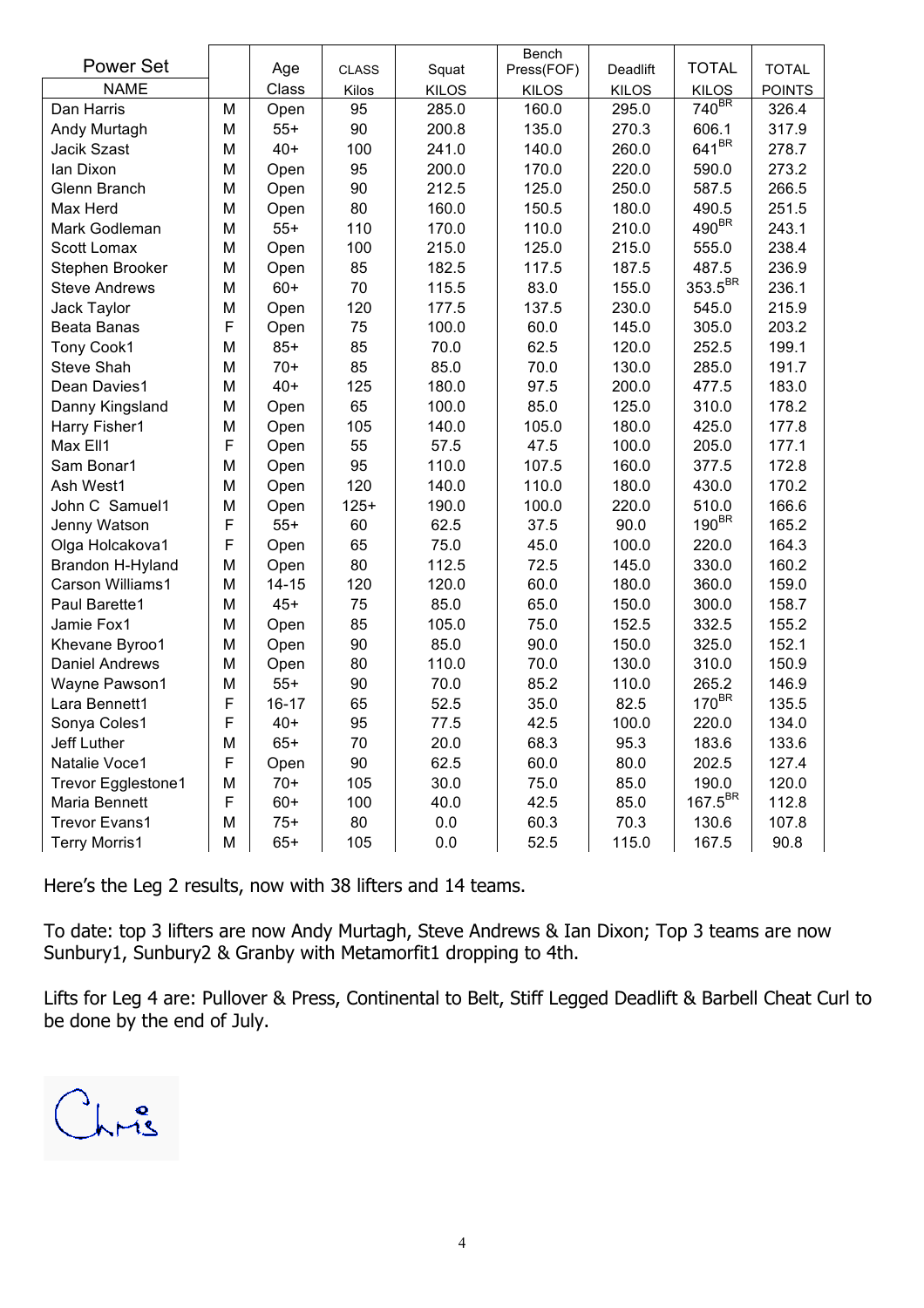| Power Set NAME | | Age Class | CLASS Kilos | Squat KILOS | Bench Press(FOF) KILOS | Deadlift KILOS | TOTAL KILOS | TOTAL POINTS |
|---|---|---|---|---|---|---|---|---|
| Dan Harris | M | Open | 95 | 285.0 | 160.0 | 295.0 | 740 BR | 326.4 |
| Andy Murtagh | M | 55+ | 90 | 200.8 | 135.0 | 270.3 | 606.1 | 317.9 |
| Jacik Szast | M | 40+ | 100 | 241.0 | 140.0 | 260.0 | 641 BR | 278.7 |
| Ian Dixon | M | Open | 95 | 200.0 | 170.0 | 220.0 | 590.0 | 273.2 |
| Glenn Branch | M | Open | 90 | 212.5 | 125.0 | 250.0 | 587.5 | 266.5 |
| Max Herd | M | Open | 80 | 160.0 | 150.5 | 180.0 | 490.5 | 251.5 |
| Mark Godleman | M | 55+ | 110 | 170.0 | 110.0 | 210.0 | 490 BR | 243.1 |
| Scott Lomax | M | Open | 100 | 215.0 | 125.0 | 215.0 | 555.0 | 238.4 |
| Stephen Brooker | M | Open | 85 | 182.5 | 117.5 | 187.5 | 487.5 | 236.9 |
| Steve Andrews | M | 60+ | 70 | 115.5 | 83.0 | 155.0 | 353.5 BR | 236.1 |
| Jack Taylor | M | Open | 120 | 177.5 | 137.5 | 230.0 | 545.0 | 215.9 |
| Beata Banas | F | Open | 75 | 100.0 | 60.0 | 145.0 | 305.0 | 203.2 |
| Tony Cook1 | M | 85+ | 85 | 70.0 | 62.5 | 120.0 | 252.5 | 199.1 |
| Steve Shah | M | 70+ | 85 | 85.0 | 70.0 | 130.0 | 285.0 | 191.7 |
| Dean Davies1 | M | 40+ | 125 | 180.0 | 97.5 | 200.0 | 477.5 | 183.0 |
| Danny Kingsland | M | Open | 65 | 100.0 | 85.0 | 125.0 | 310.0 | 178.2 |
| Harry Fisher1 | M | Open | 105 | 140.0 | 105.0 | 180.0 | 425.0 | 177.8 |
| Max Ell1 | F | Open | 55 | 57.5 | 47.5 | 100.0 | 205.0 | 177.1 |
| Sam Bonar1 | M | Open | 95 | 110.0 | 107.5 | 160.0 | 377.5 | 172.8 |
| Ash West1 | M | Open | 120 | 140.0 | 110.0 | 180.0 | 430.0 | 170.2 |
| John C Samuel1 | M | Open | 125+ | 190.0 | 100.0 | 220.0 | 510.0 | 166.6 |
| Jenny Watson | F | 55+ | 60 | 62.5 | 37.5 | 90.0 | 190 BR | 165.2 |
| Olga Holcakova1 | F | Open | 65 | 75.0 | 45.0 | 100.0 | 220.0 | 164.3 |
| Brandon H-Hyland | M | Open | 80 | 112.5 | 72.5 | 145.0 | 330.0 | 160.2 |
| Carson Williams1 | M | 14-15 | 120 | 120.0 | 60.0 | 180.0 | 360.0 | 159.0 |
| Paul Barette1 | M | 45+ | 75 | 85.0 | 65.0 | 150.0 | 300.0 | 158.7 |
| Jamie Fox1 | M | Open | 85 | 105.0 | 75.0 | 152.5 | 332.5 | 155.2 |
| Khevane Byroo1 | M | Open | 90 | 85.0 | 90.0 | 150.0 | 325.0 | 152.1 |
| Daniel Andrews | M | Open | 80 | 110.0 | 70.0 | 130.0 | 310.0 | 150.9 |
| Wayne Pawson1 | M | 55+ | 90 | 70.0 | 85.2 | 110.0 | 265.2 | 146.9 |
| Lara Bennett1 | F | 16-17 | 65 | 52.5 | 35.0 | 82.5 | 170 BR | 135.5 |
| Sonya Coles1 | F | 40+ | 95 | 77.5 | 42.5 | 100.0 | 220.0 | 134.0 |
| Jeff Luther | M | 65+ | 70 | 20.0 | 68.3 | 95.3 | 183.6 | 133.6 |
| Natalie Voce1 | F | Open | 90 | 62.5 | 60.0 | 80.0 | 202.5 | 127.4 |
| Trevor Egglestone1 | M | 70+ | 105 | 30.0 | 75.0 | 85.0 | 190.0 | 120.0 |
| Maria Bennett | F | 60+ | 100 | 40.0 | 42.5 | 85.0 | 167.5 BR | 112.8 |
| Trevor Evans1 | M | 75+ | 80 | 0.0 | 60.3 | 70.3 | 130.6 | 107.8 |
| Terry Morris1 | M | 65+ | 105 | 0.0 | 52.5 | 115.0 | 167.5 | 90.8 |

Here's the Leg 2 results, now with 38 lifters and 14 teams.

To date: top 3 lifters are now Andy Murtagh, Steve Andrews & Ian Dixon; Top 3 teams are now Sunbury1, Sunbury2 & Granby with Metamorfit1 dropping to 4th.

Lifts for Leg 4 are: Pullover & Press, Continental to Belt, Stiff Legged Deadlift & Barbell Cheat Curl to be done by the end of July.

Chris